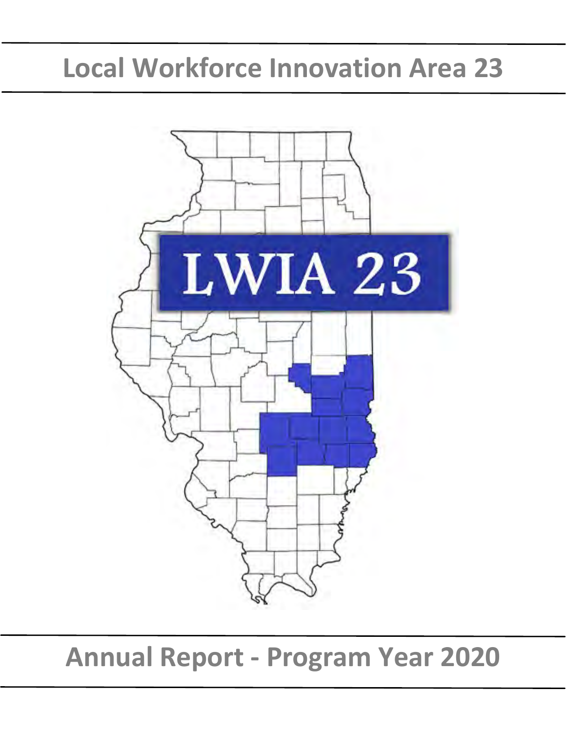# Local Workforce Innovation Area 23

LWIA 23

# Annual Report - Program Year 2020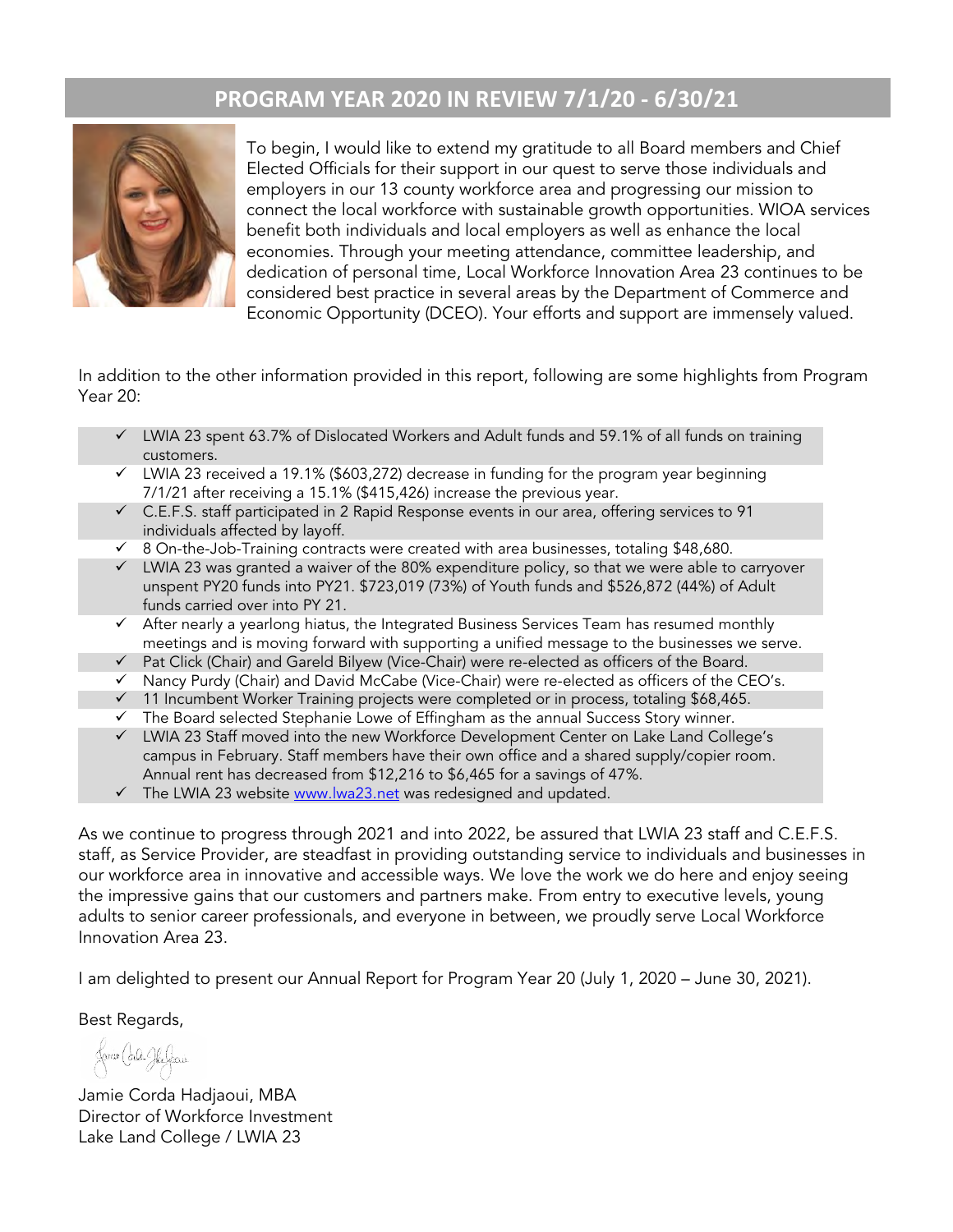## PROGRAM YEAR 2020 IN REVIEW 7/1/20 - 6/30/21

To begin, I would like to extend my gratitude to all Board members and Chief Elected Officials for their support in our quest to serve those individuals and employers in our 13 county workforce area and progressing our mission to connect the local workforce with sustainable growth opportunities. WIOA services benefit both individuals and local employers as well as enhance the local economies. Through your meeting attendance, committee leadership, and dedication of personal time, Local Workforce Innovation Area 23 continues to be considered best practice in several areas by the Department of Commerce and Economic Opportunity (DCEO). Your efforts and support are immensely valued.

In addition to the other information provided in this report, following are some highlights from Program Year 20:

- ✓ LWIA 23 spent 63.7% of Dislocated Workers and Adult funds and 59.1% of all funds on training customers.
- ✓ LWIA 23 received a 19.1% ($603,272) decrease in funding for the program year beginning 7/1/21 after receiving a 15.1% ($415,426) increase the previous year.
- ✓ C.E.F.S. staff participated in 2 Rapid Response events in our area, offering services to 91 individuals affected by layoff.
- ✓ 8 On-the-Job-Training contracts were created with area businesses, totaling $48,680.
- ✓ LWIA 23 was granted a waiver of the 80% expenditure policy, so that we were able to carryover unspent PY20 funds into PY21. $723,019 (73%) of Youth funds and $526,872 (44%) of Adult funds carried over into PY 21.
- ✓ After nearly a yearlong hiatus, the Integrated Business Services Team has resumed monthly meetings and is moving forward with supporting a unified message to the businesses we serve.
- ✓ Pat Click (Chair) and Gareld Bilyew (Vice-Chair) were re-elected as officers of the Board.
- ✓ Nancy Purdy (Chair) and David McCabe (Vice-Chair) were re-elected as officers of the CEO's.
- ✓ 11 Incumbent Worker Training projects were completed or in process, totaling $68,465.
- ✓ The Board selected Stephanie Lowe of Effingham as the annual Success Story winner.
- ✓ LWIA 23 Staff moved into the new Workforce Development Center on Lake Land College's campus in February. Staff members have their own office and a shared supply/copier room. Annual rent has decreased from $12,216 to $6,465 for a savings of 47%.
- ✓ The LWIA 23 website [www.lwa23.net](www.lwa23.net) was redesigned and updated.

As we continue to progress through 2021 and into 2022, be assured that LWIA 23 staff and C.E.F.S. staff, as Service Provider, are steadfast in providing outstanding service to individuals and businesses in our workforce area in innovative and accessible ways. We love the work we do here and enjoy seeing the impressive gains that our customers and partners make. From entry to executive levels, young adults to senior career professionals, and everyone in between, we proudly serve Local Workforce Innovation Area 23.

I am delighted to present our Annual Report for Program Year 20 (July 1, 2020 – June 30, 2021).

Best Regards,

Jamie Corda Hadjaoui, MBA
Director of Workforce Investment
Lake Land College / LWIA 23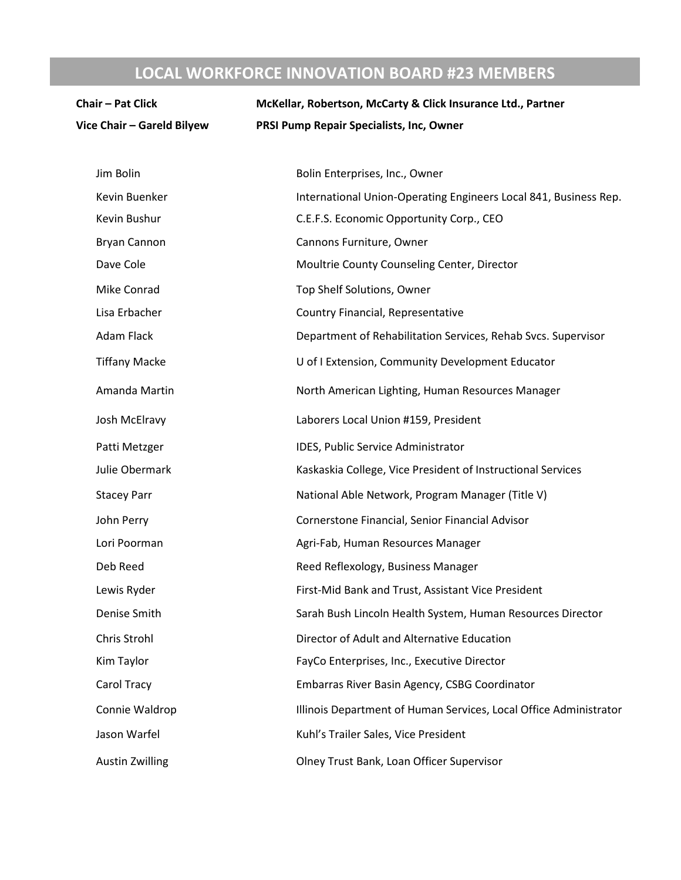# LOCAL WORKFORCE INNOVATION BOARD #23 MEMBERS

| | |
|---|---|
| **Chair – Pat Click** | **McKellar, Robertson, McCarty & Click Insurance Ltd., Partner** |
| **Vice Chair – Gareld Bilyew** | **PRSI Pump Repair Specialists, Inc, Owner** |

| | |
|---|---|
| Jim Bolin | Bolin Enterprises, Inc., Owner |
| Kevin Buenker | International Union-Operating Engineers Local 841, Business Rep. |
| Kevin Bushur | C.E.F.S. Economic Opportunity Corp., CEO |
| Bryan Cannon | Cannons Furniture, Owner |
| Dave Cole | Moultrie County Counseling Center, Director |
| Mike Conrad | Top Shelf Solutions, Owner |
| Lisa Erbacher | Country Financial, Representative |
| Adam Flack | Department of Rehabilitation Services, Rehab Svcs. Supervisor |
| Tiffany Macke | U of I Extension, Community Development Educator |
| Amanda Martin | North American Lighting, Human Resources Manager |
| Josh McElravy | Laborers Local Union #159, President |
| Patti Metzger | IDES, Public Service Administrator |
| Julie Obermark | Kaskaskia College, Vice President of Instructional Services |
| Stacey Parr | National Able Network, Program Manager (Title V) |
| John Perry | Cornerstone Financial, Senior Financial Advisor |
| Lori Poorman | Agri-Fab, Human Resources Manager |
| Deb Reed | Reed Reflexology, Business Manager |
| Lewis Ryder | First-Mid Bank and Trust, Assistant Vice President |
| Denise Smith | Sarah Bush Lincoln Health System, Human Resources Director |
| Chris Strohl | Director of Adult and Alternative Education |
| Kim Taylor | FayCo Enterprises, Inc., Executive Director |
| Carol Tracy | Embarras River Basin Agency, CSBG Coordinator |
| Connie Waldrop | Illinois Department of Human Services, Local Office Administrator |
| Jason Warfel | Kuhl's Trailer Sales, Vice President |
| Austin Zwilling | Olney Trust Bank, Loan Officer Supervisor |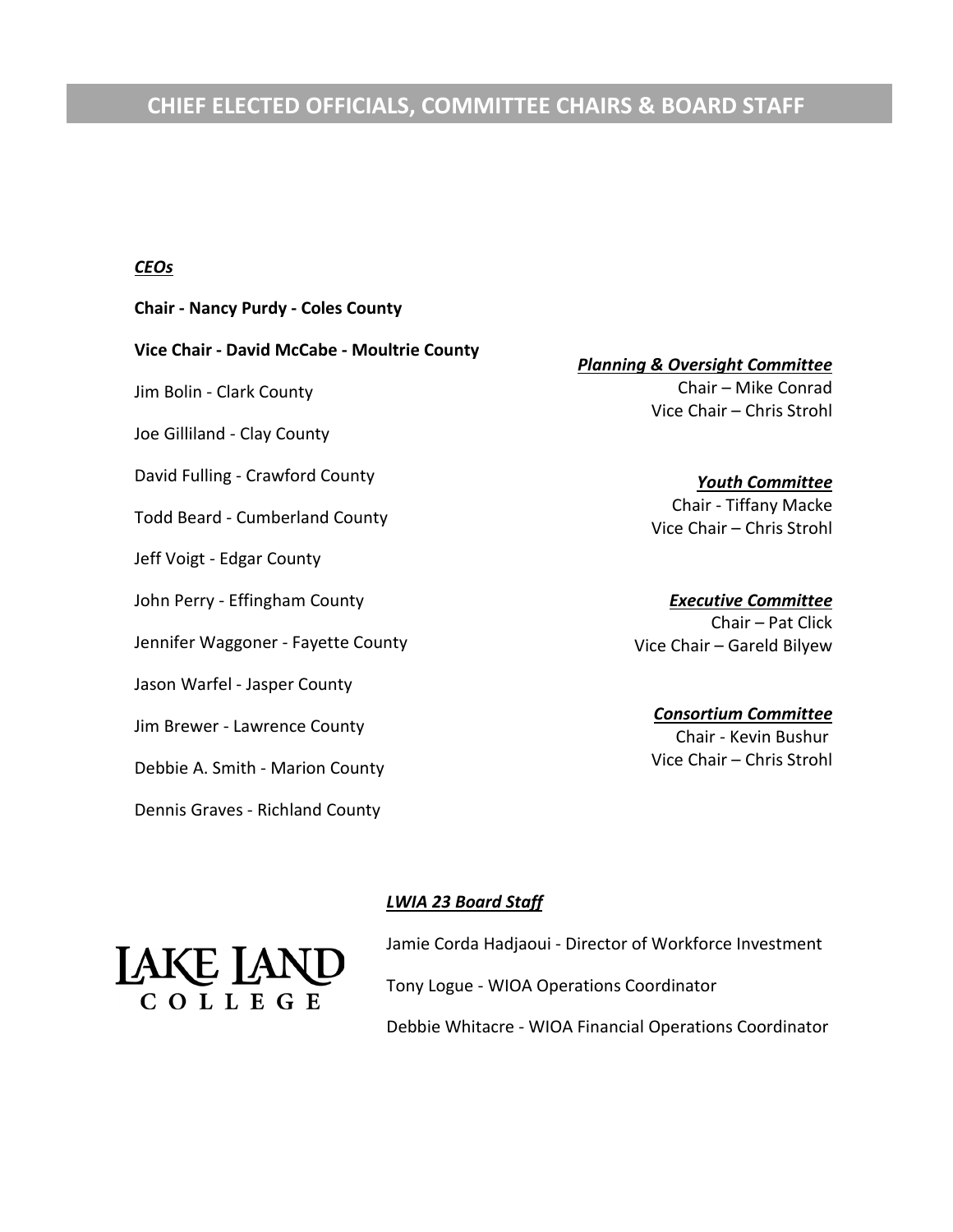# CHIEF ELECTED OFFICIALS, COMMITTEE CHAIRS & BOARD STAFF

***CEOs***

**Chair - Nancy Purdy - Coles County**

**Vice Chair - David McCabe - Moultrie County**

Jim Bolin - Clark County

Joe Gilliland - Clay County

David Fulling - Crawford County

Todd Beard - Cumberland County

Jeff Voigt - Edgar County

John Perry - Effingham County

Jennifer Waggoner - Fayette County

Jason Warfel - Jasper County

Jim Brewer - Lawrence County

Debbie A. Smith - Marion County

Dennis Graves - Richland County

***Planning & Oversight Committee***
Chair – Mike Conrad
Vice Chair – Chris Strohl

***Youth Committee***
Chair - Tiffany Macke
Vice Chair – Chris Strohl

***Executive Committee***
Chair – Pat Click
Vice Chair – Gareld Bilyew

***Consortium Committee***
Chair - Kevin Bushur
Vice Chair – Chris Strohl

***LWIA 23 Board Staff***

Jamie Corda Hadjaoui - Director of Workforce Investment

Tony Logue - WIOA Operations Coordinator

Debbie Whitacre - WIOA Financial Operations Coordinator

LAKE LAND COLLEGE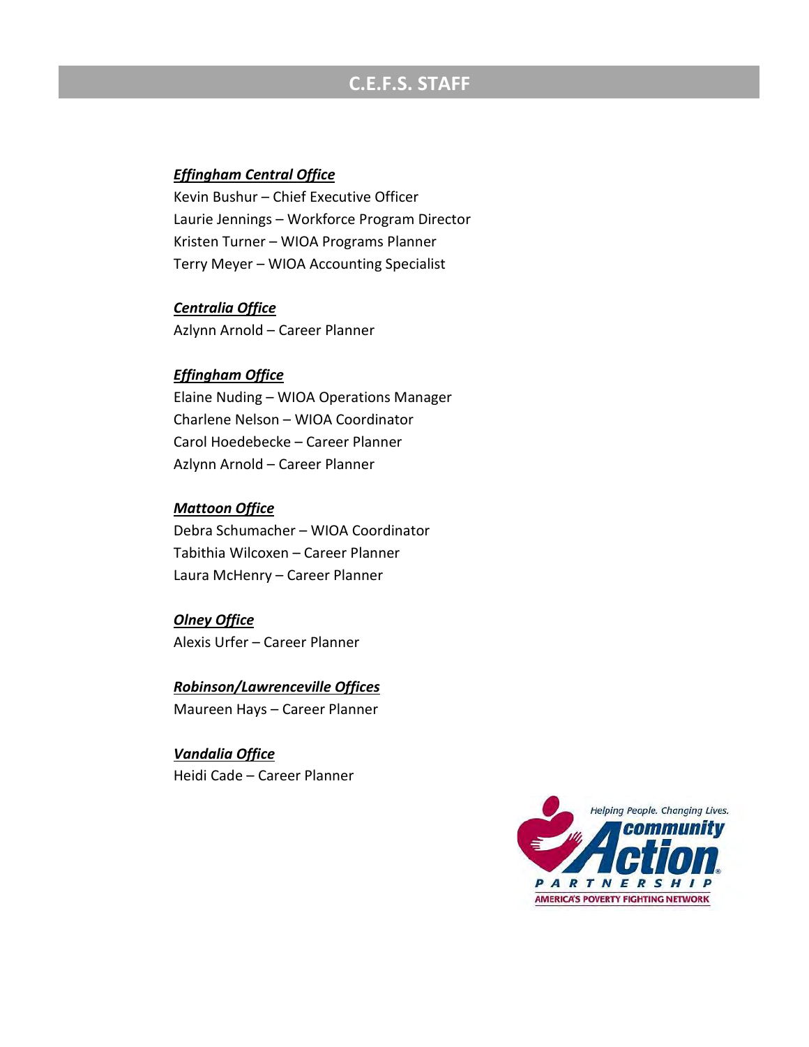## C.E.F.S. STAFF

***Effingham Central Office***
Kevin Bushur – Chief Executive Officer
Laurie Jennings – Workforce Program Director
Kristen Turner – WIOA Programs Planner
Terry Meyer – WIOA Accounting Specialist

***Centralia Office***
Azlynn Arnold – Career Planner

***Effingham Office***
Elaine Nuding – WIOA Operations Manager
Charlene Nelson – WIOA Coordinator
Carol Hoedebecke – Career Planner
Azlynn Arnold – Career Planner

***Mattoon Office***
Debra Schumacher – WIOA Coordinator
Tabithia Wilcoxen – Career Planner
Laura McHenry – Career Planner

***Olney Office***
Alexis Urfer – Career Planner

***Robinson/Lawrenceville Offices***
Maureen Hays – Career Planner

***Vandalia Office***
Heidi Cade – Career Planner

Helping People. Changing Lives.
community Action
PARTNERSHIP
AMERICA'S POVERTY FIGHTING NETWORK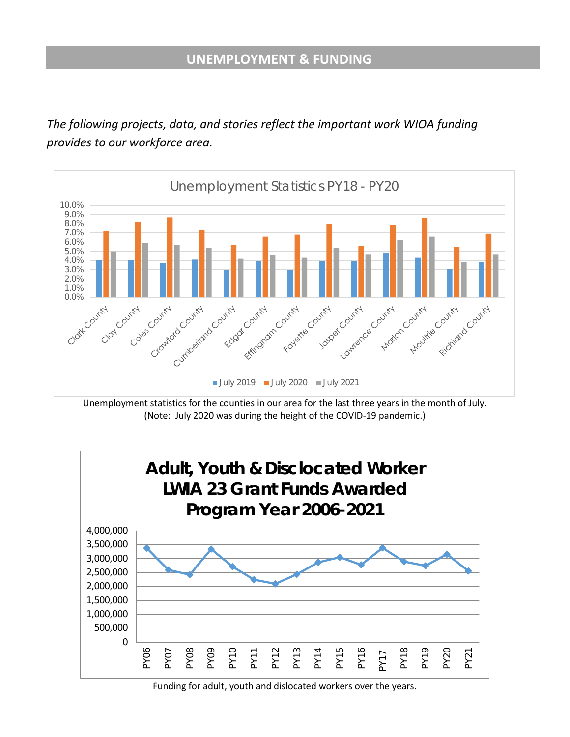## UNEMPLOYMENT & FUNDING

*The following projects, data, and stories reflect the important work WIOA funding provides to our workforce area.*

**Unemployment Statistics PY18 - PY20**

| County | July 2019 | July 2020 | July 2021 |
|---|---|---|---|
| Clark County | 4.0% | 7.2% | 5.0% |
| Clay County | 4.0% | 8.2% | 5.9% |
| Coles County | 3.7% | 8.7% | 5.7% |
| Crawford County | 4.1% | 7.3% | 5.4% |
| Cumberland County | 3.0% | 5.7% | 4.2% |
| Edgar County | 3.9% | 6.6% | 4.6% |
| Effingham County | 3.0% | 6.8% | 4.3% |
| Fayette County | 3.9% | 8.0% | 5.4% |
| Jasper County | 3.9% | 5.6% | 4.7% |
| Lawrence County | 4.8% | 7.9% | 6.2% |
| Marion County | 4.3% | 8.6% | 6.6% |
| Moultrie County | 3.1% | 5.5% | 3.8% |
| Richland County | 3.8% | 6.9% | 4.7% |

Unemployment statistics for the counties in our area for the last three years in the month of July. (Note: July 2020 was during the height of the COVID-19 pandemic.)

**Adult, Youth & Disclocated Worker LWIA 23 Grant Funds Awarded Program Year 2006-2021**

| Program Year | Funds Awarded (approx.) |
|---|---|
| PY06 | 3,370,000 |
| PY07 | 2,600,000 |
| PY08 | 2,420,000 |
| PY09 | 3,330,000 |
| PY10 | 2,710,000 |
| PY11 | 2,240,000 |
| PY12 | 2,090,000 |
| PY13 | 2,430,000 |
| PY14 | 2,860,000 |
| PY15 | 3,050,000 |
| PY16 | 2,780,000 |
| PY17 | 3,380,000 |
| PY18 | 2,890,000 |
| PY19 | 2,740,000 |
| PY20 | 3,160,000 |
| PY21 | 2,550,000 |

Funding for adult, youth and dislocated workers over the years.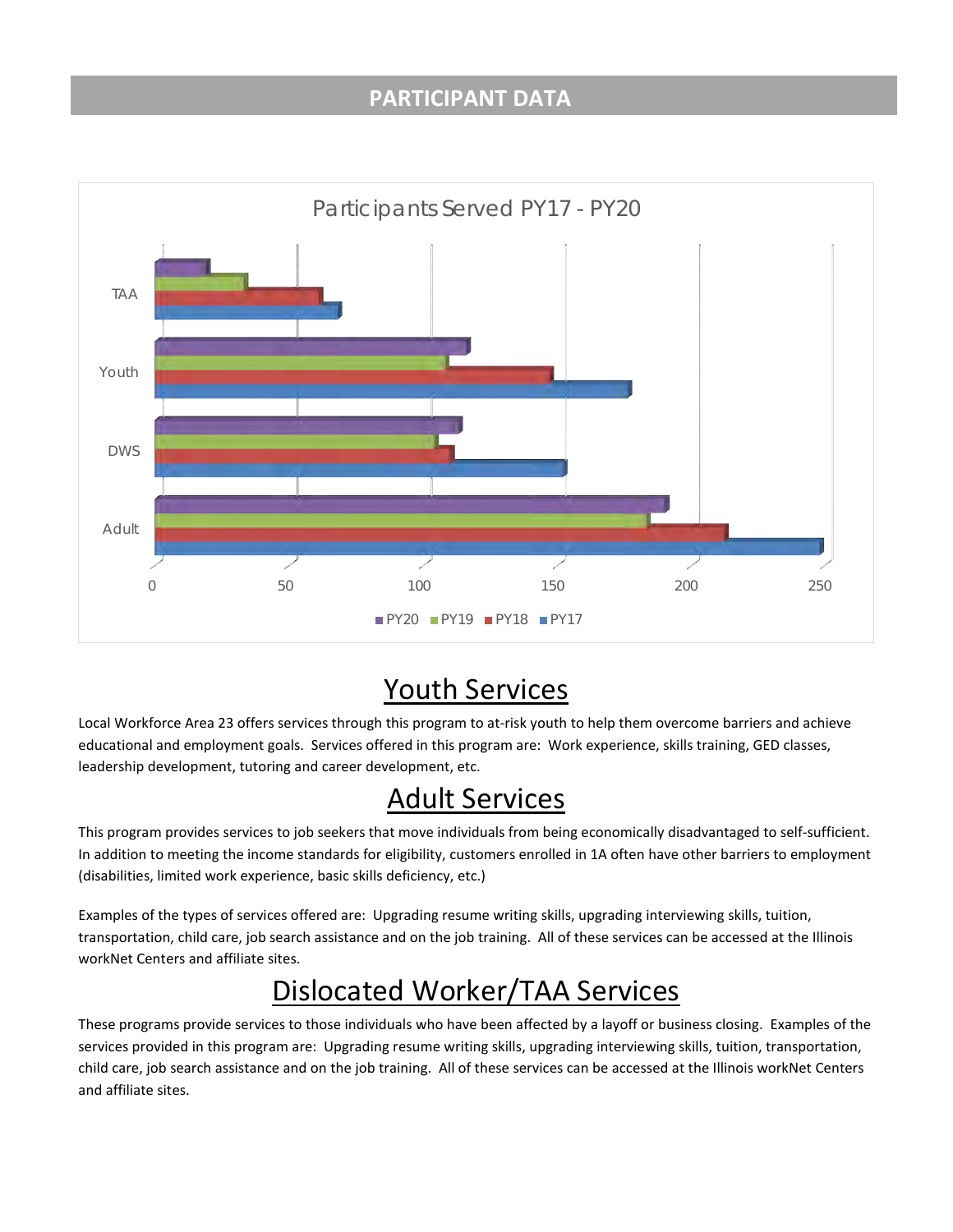## PARTICIPANT DATA

Participants Served PY17 - PY20

TAA

Youth

DWS

Adult

0 50 100 150 200 250

PY20 PY19 PY18 PY17

# Youth Services

Local Workforce Area 23 offers services through this program to at-risk youth to help them overcome barriers and achieve educational and employment goals. Services offered in this program are: Work experience, skills training, GED classes, leadership development, tutoring and career development, etc.

# Adult Services

This program provides services to job seekers that move individuals from being economically disadvantaged to self-sufficient. In addition to meeting the income standards for eligibility, customers enrolled in 1A often have other barriers to employment (disabilities, limited work experience, basic skills deficiency, etc.)

Examples of the types of services offered are: Upgrading resume writing skills, upgrading interviewing skills, tuition, transportation, child care, job search assistance and on the job training. All of these services can be accessed at the Illinois workNet Centers and affiliate sites.

# Dislocated Worker/TAA Services

These programs provide services to those individuals who have been affected by a layoff or business closing. Examples of the services provided in this program are: Upgrading resume writing skills, upgrading interviewing skills, tuition, transportation, child care, job search assistance and on the job training. All of these services can be accessed at the Illinois workNet Centers and affiliate sites.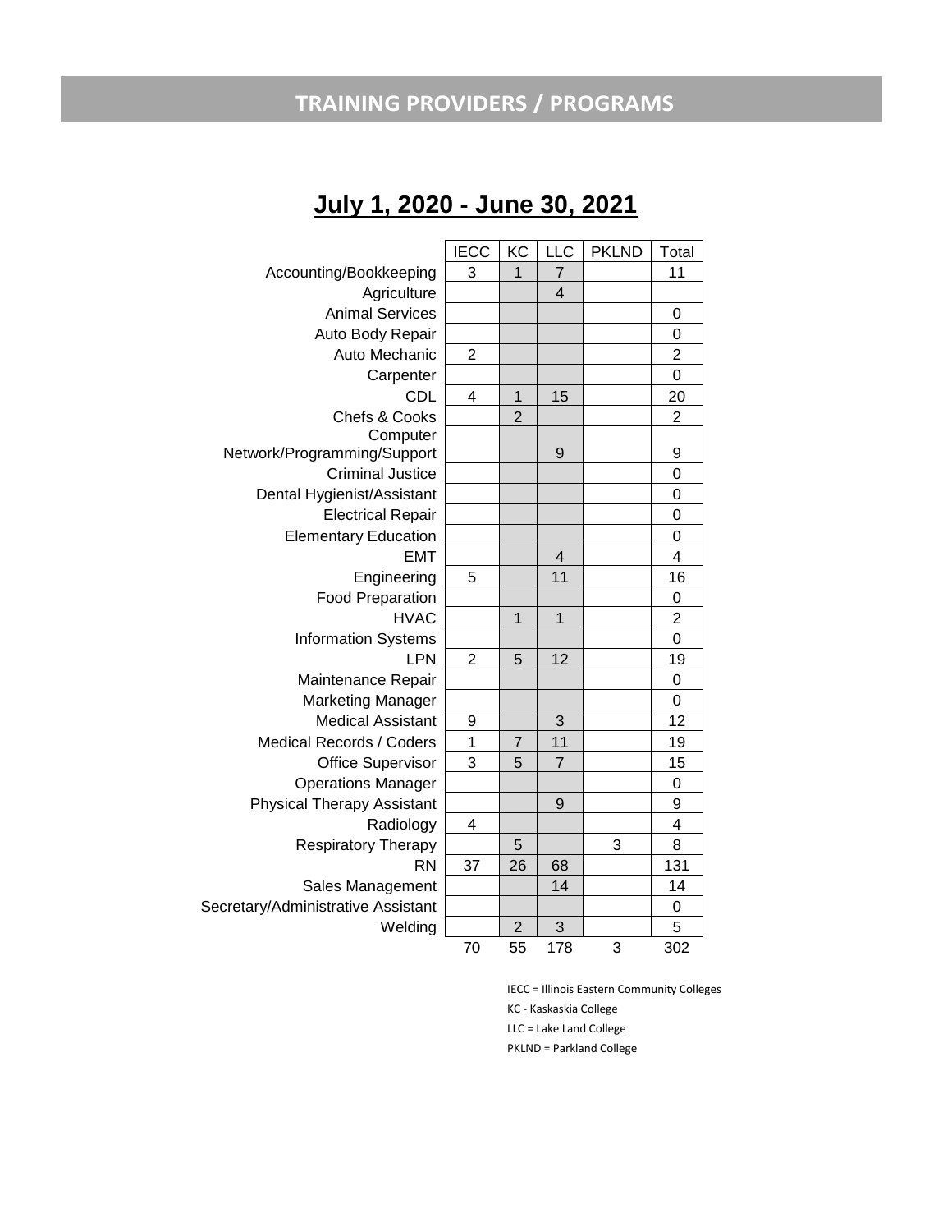## TRAINING PROVIDERS / PROGRAMS

### July 1, 2020 - June 30, 2021

| | IECC | KC | LLC | PKLND | Total |
|---|---|---|---|---|---|
| Accounting/Bookkeeping | 3 | 1 | 7 | | 11 |
| Agriculture | | | 4 | | |
| Animal Services | | | | | 0 |
| Auto Body Repair | | | | | 0 |
| Auto Mechanic | 2 | | | | 2 |
| Carpenter | | | | | 0 |
| CDL | 4 | 1 | 15 | | 20 |
| Chefs & Cooks | | 2 | | | 2 |
| Computer Network/Programming/Support | | | 9 | | 9 |
| Criminal Justice | | | | | 0 |
| Dental Hygienist/Assistant | | | | | 0 |
| Electrical Repair | | | | | 0 |
| Elementary Education | | | | | 0 |
| EMT | | | 4 | | 4 |
| Engineering | 5 | | 11 | | 16 |
| Food Preparation | | | | | 0 |
| HVAC | | 1 | 1 | | 2 |
| Information Systems | | | | | 0 |
| LPN | 2 | 5 | 12 | | 19 |
| Maintenance Repair | | | | | 0 |
| Marketing Manager | | | | | 0 |
| Medical Assistant | 9 | | 3 | | 12 |
| Medical Records / Coders | 1 | 7 | 11 | | 19 |
| Office Supervisor | 3 | 5 | 7 | | 15 |
| Operations Manager | | | | | 0 |
| Physical Therapy Assistant | | | 9 | | 9 |
| Radiology | 4 | | | | 4 |
| Respiratory Therapy | | 5 | | 3 | 8 |
| RN | 37 | 26 | 68 | | 131 |
| Sales Management | | | 14 | | 14 |
| Secretary/Administrative Assistant | | | | | 0 |
| Welding | | 2 | 3 | | 5 |
| | 70 | 55 | 178 | 3 | 302 |

IECC = Illinois Eastern Community Colleges

KC - Kaskaskia College

LLC = Lake Land College

PKLND = Parkland College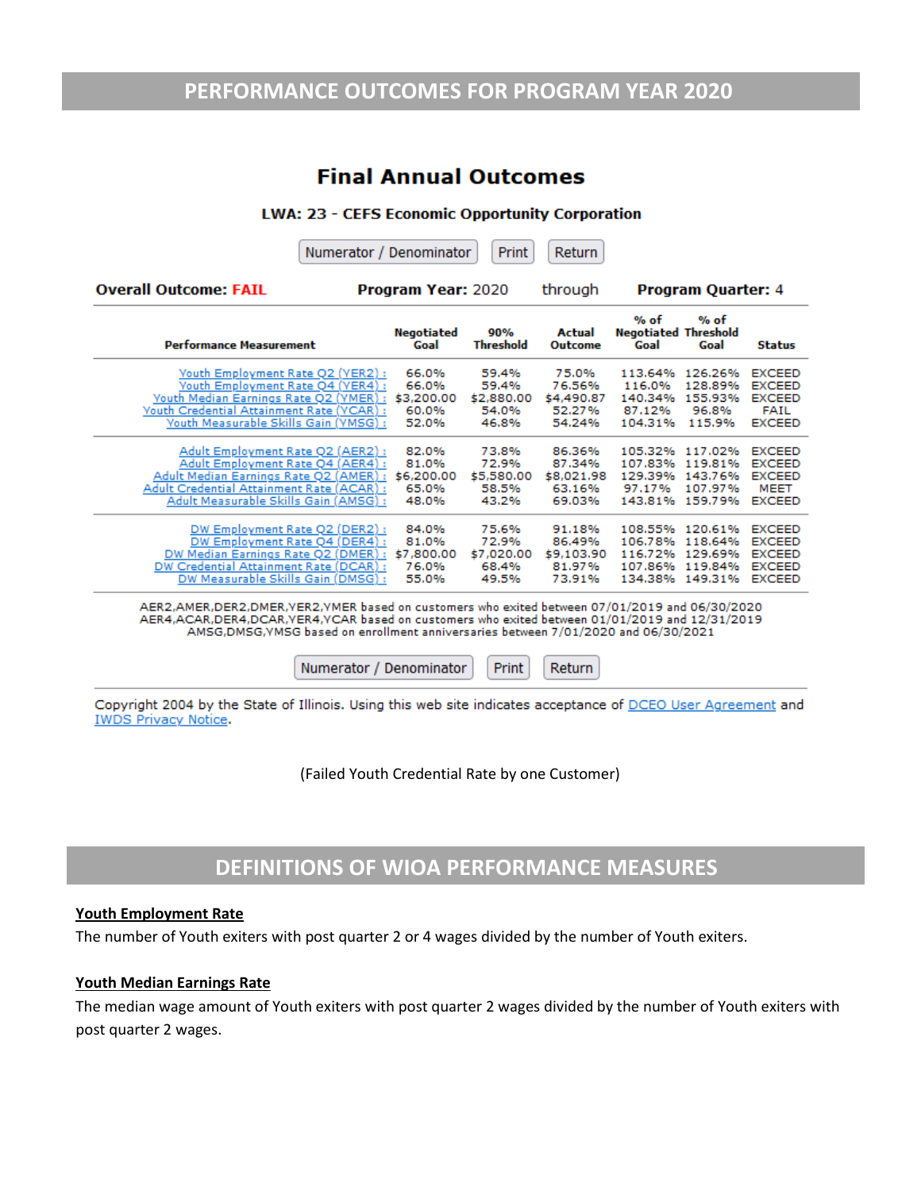## PERFORMANCE OUTCOMES FOR PROGRAM YEAR 2020

### Final Annual Outcomes

**LWA: 23 - CEFS Economic Opportunity Corporation**

Numerator / Denominator | Print | Return

**Overall Outcome: FAIL** **Program Year:** 2020 through **Program Quarter:** 4

| Performance Measurement | Negotiated Goal | 90% Threshold | Actual Outcome | % of Negotiated Goal | % of Threshold Goal | Status |
|---|---|---|---|---|---|---|
| Youth Employment Rate Q2 (YER2) : | 66.0% | 59.4% | 75.0% | 113.64% | 126.26% | EXCEED |
| Youth Employment Rate Q4 (YER4) : | 66.0% | 59.4% | 76.56% | 116.0% | 128.89% | EXCEED |
| Youth Median Earnings Rate Q2 (YMER) : | $3,200.00 | $2,880.00 | $4,490.87 | 140.34% | 155.93% | EXCEED |
| Youth Credential Attainment Rate (YCAR) : | 60.0% | 54.0% | 52.27% | 87.12% | 96.8% | FAIL |
| Youth Measurable Skills Gain (YMSG) : | 52.0% | 46.8% | 54.24% | 104.31% | 115.9% | EXCEED |
| Adult Employment Rate Q2 (AER2) : | 82.0% | 73.8% | 86.36% | 105.32% | 117.02% | EXCEED |
| Adult Employment Rate Q4 (AER4) : | 81.0% | 72.9% | 87.34% | 107.83% | 119.81% | EXCEED |
| Adult Median Earnings Rate Q2 (AMER) : | $6,200.00 | $5,580.00 | $8,021.98 | 129.39% | 143.76% | EXCEED |
| Adult Credential Attainment Rate (ACAR) : | 65.0% | 58.5% | 63.16% | 97.17% | 107.97% | MEET |
| Adult Measurable Skills Gain (AMSG) : | 48.0% | 43.2% | 69.03% | 143.81% | 159.79% | EXCEED |
| DW Employment Rate Q2 (DER2) : | 84.0% | 75.6% | 91.18% | 108.55% | 120.61% | EXCEED |
| DW Employment Rate Q4 (DER4) : | 81.0% | 72.9% | 86.49% | 106.78% | 118.64% | EXCEED |
| DW Median Earnings Rate Q2 (DMER) : | $7,800.00 | $7,020.00 | $9,103.90 | 116.72% | 129.69% | EXCEED |
| DW Credential Attainment Rate (DCAR) : | 76.0% | 68.4% | 81.97% | 107.86% | 119.84% | EXCEED |
| DW Measurable Skills Gain (DMSG) : | 55.0% | 49.5% | 73.91% | 134.38% | 149.31% | EXCEED |

AER2,AMER,DER2,DMER,YER2,YMER based on customers who exited between 07/01/2019 and 06/30/2020
AER4,ACAR,DER4,DCAR,YER4,YCAR based on customers who exited between 01/01/2019 and 12/31/2019
AMSG,DMSG,YMSG based on enrollment anniversaries between 7/01/2020 and 06/30/2021

Numerator / Denominator | Print | Return

Copyright 2004 by the State of Illinois. Using this web site indicates acceptance of DCEO User Agreement and IWDS Privacy Notice.

(Failed Youth Credential Rate by one Customer)

## DEFINITIONS OF WIOA PERFORMANCE MEASURES

**Youth Employment Rate**

The number of Youth exiters with post quarter 2 or 4 wages divided by the number of Youth exiters.

**Youth Median Earnings Rate**

The median wage amount of Youth exiters with post quarter 2 wages divided by the number of Youth exiters with post quarter 2 wages.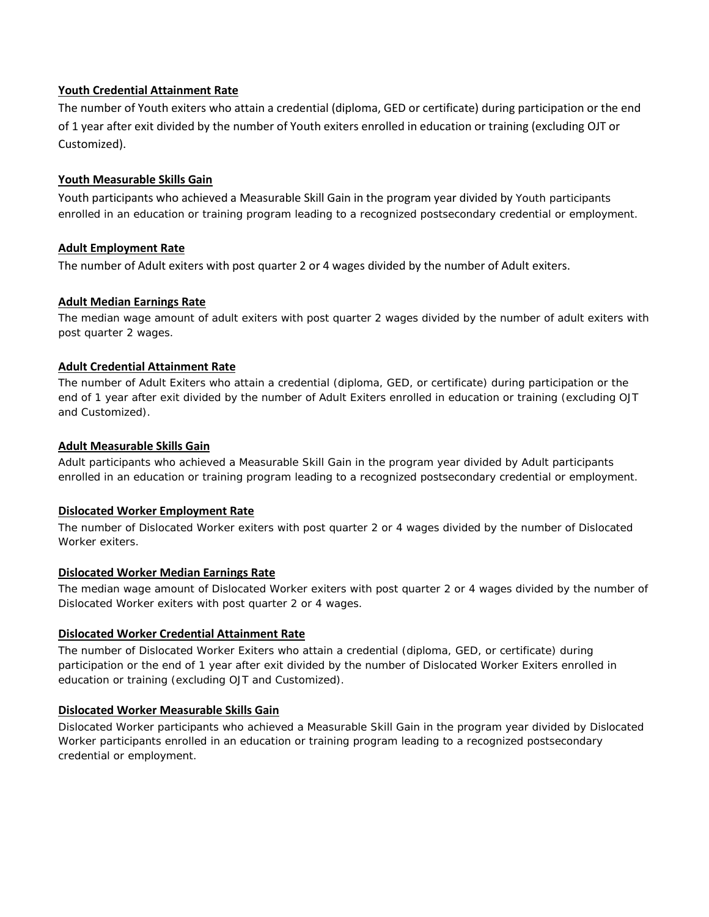**Youth Credential Attainment Rate**

The number of Youth exiters who attain a credential (diploma, GED or certificate) during participation or the end of 1 year after exit divided by the number of Youth exiters enrolled in education or training (excluding OJT or Customized).

**Youth Measurable Skills Gain**

Youth participants who achieved a Measurable Skill Gain in the program year divided by Youth participants enrolled in an education or training program leading to a recognized postsecondary credential or employment.

**Adult Employment Rate**

The number of Adult exiters with post quarter 2 or 4 wages divided by the number of Adult exiters.

**Adult Median Earnings Rate**

The median wage amount of adult exiters with post quarter 2 wages divided by the number of adult exiters with post quarter 2 wages.

**Adult Credential Attainment Rate**

The number of Adult Exiters who attain a credential (diploma, GED, or certificate) during participation or the end of 1 year after exit divided by the number of Adult Exiters enrolled in education or training (excluding OJT and Customized).

**Adult Measurable Skills Gain**

Adult participants who achieved a Measurable Skill Gain in the program year divided by Adult participants enrolled in an education or training program leading to a recognized postsecondary credential or employment.

**Dislocated Worker Employment Rate**

The number of Dislocated Worker exiters with post quarter 2 or 4 wages divided by the number of Dislocated Worker exiters.

**Dislocated Worker Median Earnings Rate**

The median wage amount of Dislocated Worker exiters with post quarter 2 or 4 wages divided by the number of Dislocated Worker exiters with post quarter 2 or 4 wages.

**Dislocated Worker Credential Attainment Rate**

The number of Dislocated Worker Exiters who attain a credential (diploma, GED, or certificate) during participation or the end of 1 year after exit divided by the number of Dislocated Worker Exiters enrolled in education or training (excluding OJT and Customized).

**Dislocated Worker Measurable Skills Gain**

Dislocated Worker participants who achieved a Measurable Skill Gain in the program year divided by Dislocated Worker participants enrolled in an education or training program leading to a recognized postsecondary credential or employment.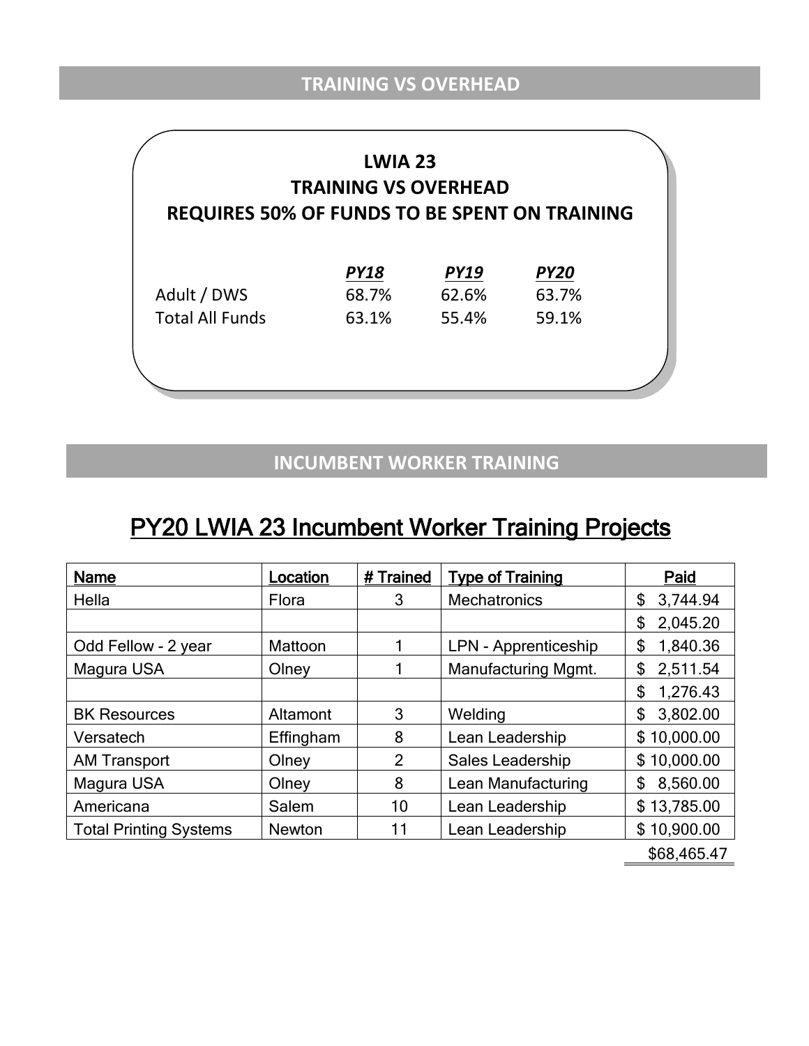## TRAINING VS OVERHEAD

**LWIA 23**
**TRAINING VS OVERHEAD**
**REQUIRES 50% OF FUNDS TO BE SPENT ON TRAINING**

| | *PY18* | *PY19* | *PY20* |
|---|---|---|---|
| Adult / DWS | 68.7% | 62.6% | 63.7% |
| Total All Funds | 63.1% | 55.4% | 59.1% |

## INCUMBENT WORKER TRAINING

# PY20 LWIA 23 Incumbent Worker Training Projects

| Name | Location | # Trained | Type of Training | Paid |
|---|---|---|---|---|
| Hella | Flora | 3 | Mechatronics | $ 3,744.94 |
| | | | | $ 2,045.20 |
| Odd Fellow - 2 year | Mattoon | 1 | LPN - Apprenticeship | $ 1,840.36 |
| Magura USA | Olney | 1 | Manufacturing Mgmt. | $ 2,511.54 |
| | | | | $ 1,276.43 |
| BK Resources | Altamont | 3 | Welding | $ 3,802.00 |
| Versatech | Effingham | 8 | Lean Leadership | $ 10,000.00 |
| AM Transport | Olney | 2 | Sales Leadership | $ 10,000.00 |
| Magura USA | Olney | 8 | Lean Manufacturing | $ 8,560.00 |
| Americana | Salem | 10 | Lean Leadership | $ 13,785.00 |
| Total Printing Systems | Newton | 11 | Lean Leadership | $ 10,900.00 |
| | | | | $68,465.47 |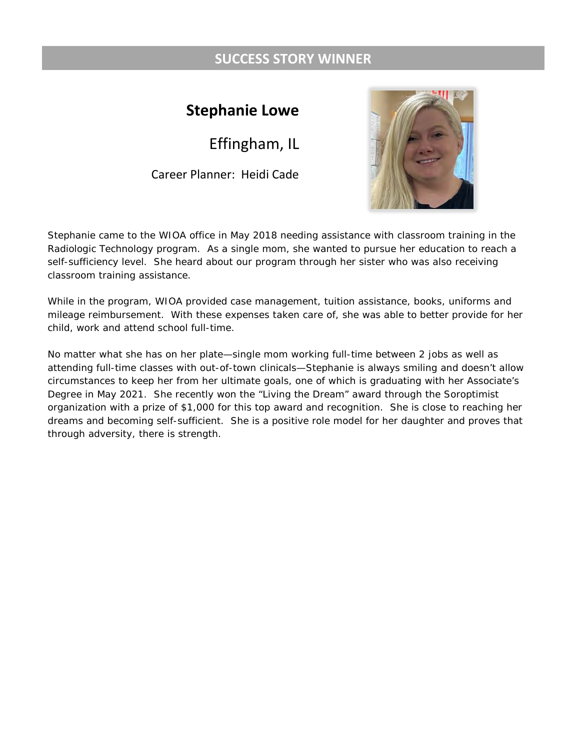## SUCCESS STORY WINNER

### Stephanie Lowe

Effingham, IL

Career Planner: Heidi Cade

Stephanie came to the WIOA office in May 2018 needing assistance with classroom training in the Radiologic Technology program. As a single mom, she wanted to pursue her education to reach a self-sufficiency level. She heard about our program through her sister who was also receiving classroom training assistance.

While in the program, WIOA provided case management, tuition assistance, books, uniforms and mileage reimbursement. With these expenses taken care of, she was able to better provide for her child, work and attend school full-time.

No matter what she has on her plate—single mom working full-time between 2 jobs as well as attending full-time classes with out-of-town clinicals—Stephanie is always smiling and doesn't allow circumstances to keep her from her ultimate goals, one of which is graduating with her Associate's Degree in May 2021. She recently won the "Living the Dream" award through the Soroptimist organization with a prize of $1,000 for this top award and recognition. She is close to reaching her dreams and becoming self-sufficient. She is a positive role model for her daughter and proves that through adversity, there is strength.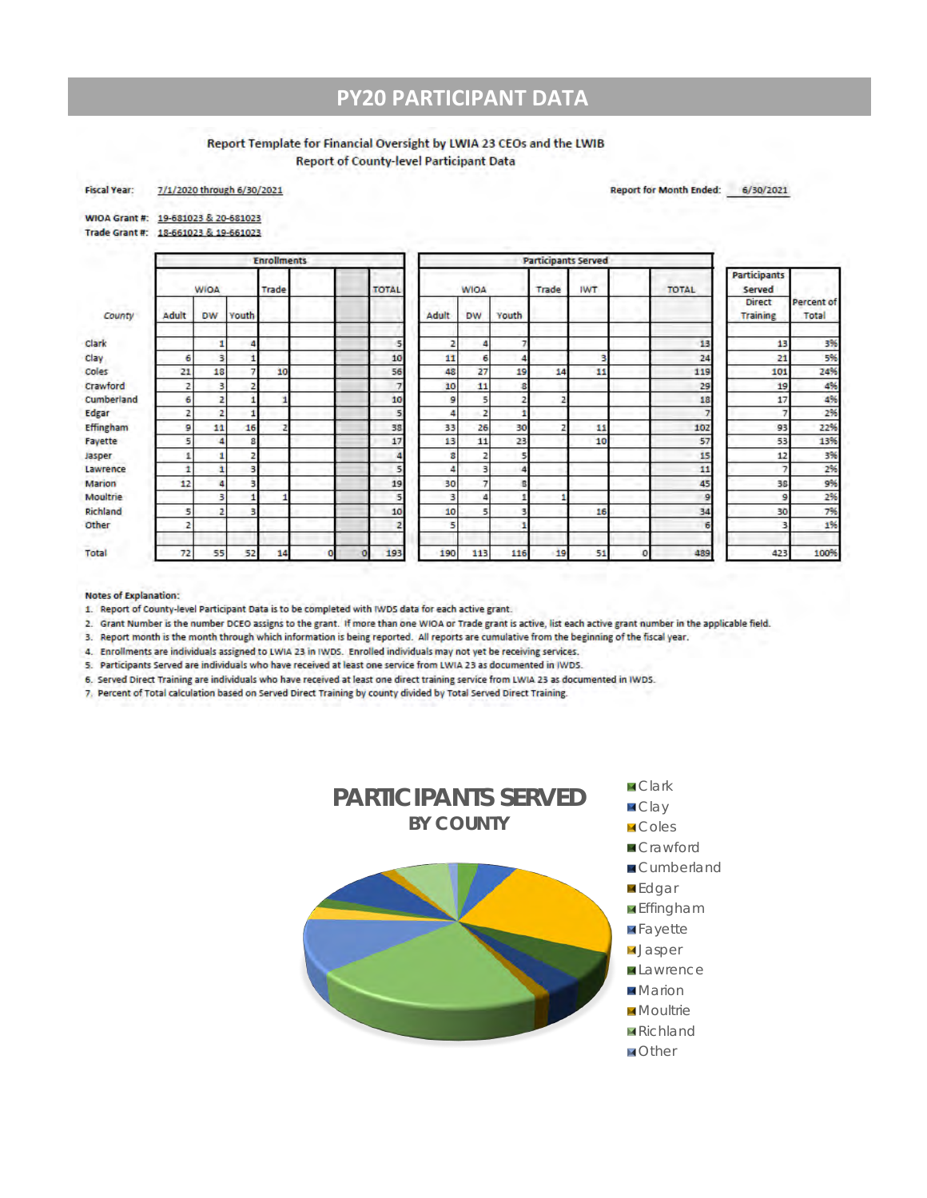# PY20 PARTICIPANT DATA

**Report Template for Financial Oversight by LWIA 23 CEOs and the LWIB**
**Report of County-level Participant Data**

**Fiscal Year:** 7/1/2020 through 6/30/2021

**Report for Month Ended:** 6/30/2021

**WIOA Grant #:** 19-681023 & 20-681023
**Trade Grant #:** 18-661023 & 19-661023

| County | Enrollments | | | | | | | Participants Served | | | | | | | Participants Served | |
|---|---|---|---|---|---|---|---|---|---|---|---|---|---|---|---|---|
| | WIOA | | | Trade | | | TOTAL | WIOA | | | Trade | IWT | | TOTAL | Direct Training | Percent of Total |
| | Adult | DW | Youth | | | | | Adult | DW | Youth | | | | | | |
| Clark | | 1 | 4 | | | | 5 | 2 | 4 | 7 | | | | 13 | 13 | 3% |
| Clay | 6 | 3 | 1 | | | | 10 | 11 | 6 | 4 | | 3 | | 24 | 21 | 5% |
| Coles | 21 | 18 | 7 | 10 | | | 56 | 48 | 27 | 19 | 14 | 11 | | 119 | 101 | 24% |
| Crawford | 2 | 3 | 2 | | | | 7 | 10 | 11 | 8 | | | | 29 | 19 | 4% |
| Cumberland | 6 | 2 | 1 | 1 | | | 10 | 9 | 5 | 2 | 2 | | | 18 | 17 | 4% |
| Edgar | 2 | 2 | 1 | | | | 5 | 4 | 2 | 1 | | | | 7 | 7 | 2% |
| Effingham | 9 | 11 | 16 | 2 | | | 38 | 33 | 26 | 30 | 2 | 11 | | 102 | 93 | 22% |
| Fayette | 5 | 4 | 8 | | | | 17 | 13 | 11 | 23 | | 10 | | 57 | 53 | 13% |
| Jasper | 1 | 1 | 2 | | | | 4 | 8 | 2 | 5 | | | | 15 | 12 | 3% |
| Lawrence | 1 | 1 | 3 | | | | 5 | 4 | 3 | 4 | | | | 11 | 7 | 2% |
| Marion | 12 | 4 | 3 | | | | 19 | 30 | 7 | 8 | | | | 45 | 38 | 9% |
| Moultrie | | 3 | 1 | 1 | | | 5 | 3 | 4 | 1 | 1 | | | 9 | 9 | 2% |
| Richland | 5 | 2 | 3 | | | | 10 | 10 | 5 | 3 | | 16 | | 34 | 30 | 7% |
| Other | 2 | | | | | | 2 | 5 | | 1 | | | | 6 | 3 | 1% |
| Total | 72 | 55 | 52 | 14 | 0 | 0 | 193 | 190 | 113 | 116 | 19 | 51 | 0 | 489 | 423 | 100% |

**Notes of Explanation:**

1. Report of County-level Participant Data is to be completed with IWDS data for each active grant.
2. Grant Number is the number DCEO assigns to the grant. If more than one WIOA or Trade grant is active, list each active grant number in the applicable field.
3. Report month is the month through which information is being reported. All reports are cumulative from the beginning of the fiscal year.
4. Enrollments are individuals assigned to LWIA 23 in IWDS. Enrolled individuals may not yet be receiving services.
5. Participants Served are individuals who have received at least one service from LWIA 23 as documented in IWDS.
6. Served Direct Training are individuals who have received at least one direct training service from LWIA 23 as documented in IWDS.
7. Percent of Total calculation based on Served Direct Training by county divided by Total Served Direct Training.

**PARTICIPANTS SERVED**
**BY COUNTY**

- Clark
- Clay
- Coles
- Crawford
- Cumberland
- Edgar
- Effingham
- Fayette
- Jasper
- Lawrence
- Marion
- Moultrie
- Richland
- Other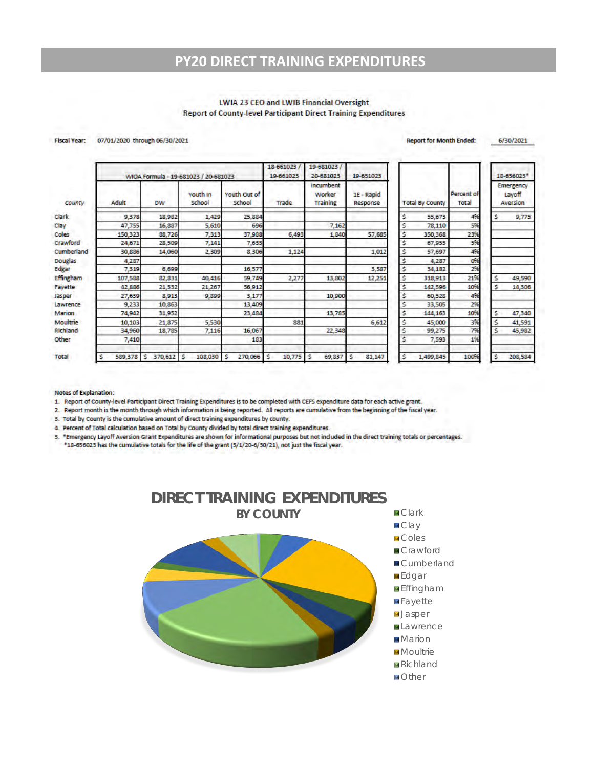# PY20 DIRECT TRAINING EXPENDITURES

LWIA 23 CEO and LWIB Financial Oversight
Report of County-level Participant Direct Training Expenditures

**Fiscal Year:** 07/01/2020 through 06/30/2021

**Report for Month Ended:** 6/30/2021

| | WIOA Formula - 19-681023 / 20-681023 | | | | 18-661023 / 19-661023 | 19-681023 / 20-681023 | 19-651023 | | | 18-656023* |
|---|---|---|---|---|---|---|---|---|---|---|
| County | Adult | DW | Youth In School | Youth Out of School | Trade | Incumbent Worker Training | 1E - Rapid Response | Total By County | Percent of Total | Emergency Layoff Aversion |
| Clark | 9,378 | 18,982 | 1,429 | 25,884 | | | | $ 55,673 | 4% | $ 9,775 |
| Clay | 47,755 | 16,887 | 5,610 | 696 | | 7,162 | | $ 78,110 | 5% | |
| Coles | 150,323 | 88,726 | 7,313 | 37,988 | 6,493 | 1,840 | 57,685 | $ 350,368 | 23% | |
| Crawford | 24,671 | 28,509 | 7,141 | 7,635 | | | | $ 67,955 | 5% | |
| Cumberland | 30,886 | 14,060 | 2,309 | 8,306 | 1,124 | | 1,012 | $ 57,697 | 4% | |
| Douglas | 4,287 | | | | | | | $ 4,287 | 0% | |
| Edgar | 7,319 | 6,699 | | 16,577 | | | 3,587 | $ 34,182 | 2% | |
| Effingham | 107,588 | 82,831 | 40,416 | 59,749 | 2,277 | 13,802 | 12,251 | $ 318,913 | 21% | $ 49,590 |
| Fayette | 42,886 | 21,532 | 21,267 | 56,912 | | | | $ 142,596 | 10% | $ 14,306 |
| Jasper | 27,639 | 8,913 | 9,899 | 3,177 | | 10,900 | | $ 60,528 | 4% | |
| Lawrence | 9,233 | 10,863 | | 13,409 | | | | $ 33,505 | 2% | |
| Marion | 74,942 | 31,952 | | 23,484 | | 13,785 | | $ 144,163 | 10% | $ 47,340 |
| Moultrie | 10,103 | 21,875 | 5,530 | | 881 | | 6,612 | $ 45,000 | 3% | $ 41,591 |
| Richland | 34,960 | 18,785 | 7,116 | 16,067 | | 22,348 | | $ 99,275 | 7% | $ 45,982 |
| Other | 7,410 | | | 183 | | | | $ 7,593 | 1% | |
| Total | $ 589,378 | $ 370,612 | $ 108,030 | $ 270,066 | $ 10,775 | $ 69,837 | $ 81,147 | $ 1,499,845 | 100% | $ 208,584 |

**Notes of Explanation:**

1. Report of County-level Participant Direct Training Expenditures is to be completed with CEFS expenditure data for each active grant.
2. Report month is the month through which information is being reported. All reports are cumulative from the beginning of the fiscal year.
3. Total by County is the cumulative amount of direct training expenditures by county.
4. Percent of Total calculation based on Total by County divided by total direct training expenditures.
5. *Emergency Layoff Aversion Grant Expenditures are shown for informational purposes but not included in the direct training totals or percentages. *18-656023 has the cumulative totals for the life of the grant (5/1/20-6/30/21), not just the fiscal year.

**DIRECT TRAINING EXPENDITURES BY COUNTY**

Clark, Clay, Coles, Crawford, Cumberland, Edgar, Effingham, Fayette, Jasper, Lawrence, Marion, Moultrie, Richland, Other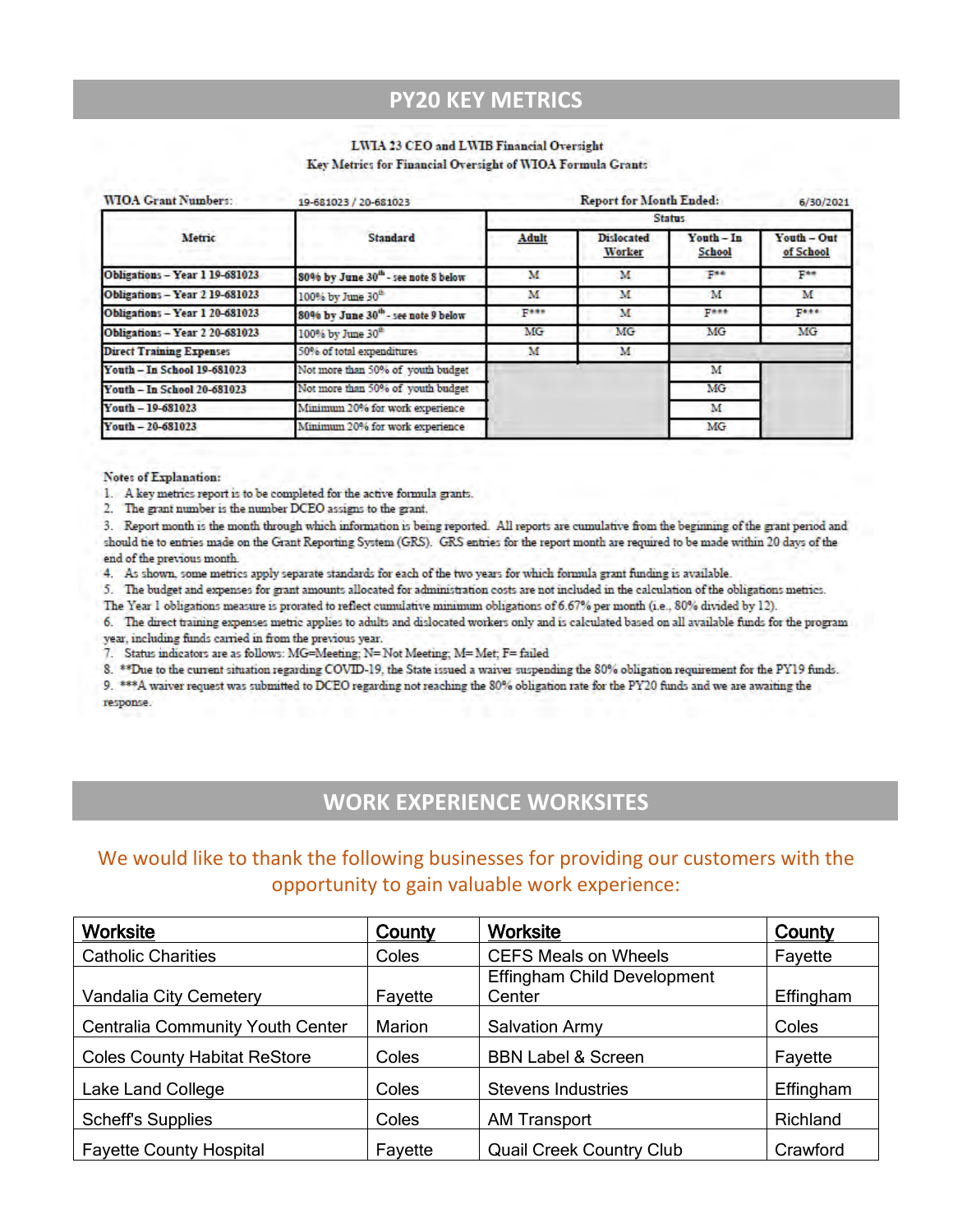## PY20 KEY METRICS

LWIA 23 CEO and LWIB Financial Oversight
Key Metrics for Financial Oversight of WIOA Formula Grants

WIOA Grant Numbers: 19-681023 / 20-681023 — Report for Month Ended: 6/30/2021

| Metric | Standard | Status | | | |
|---|---|---|---|---|---|
| | | Adult | Dislocated Worker | Youth – In School | Youth – Out of School |
| Obligations – Year 1 19-681023 | 80% by June 30th - see note 8 below | M | M | F** | F** |
| Obligations – Year 2 19-681023 | 100% by June 30th | M | M | M | M |
| Obligations – Year 1 20-681023 | 80% by June 30th - see note 9 below | F*** | M | F*** | F*** |
| Obligations – Year 2 20-681023 | 100% by June 30th | MG | MG | MG | MG |
| Direct Training Expenses | 50% of total expenditures | M | M | | |
| Youth – In School 19-681023 | Not more than 50% of youth budget | | | M | |
| Youth – In School 20-681023 | Not more than 50% of youth budget | | | MG | |
| Youth – 19-681023 | Minimum 20% for work experience | | | M | |
| Youth – 20-681023 | Minimum 20% for work experience | | | MG | |

Notes of Explanation:

1. A key metrics report is to be completed for the active formula grants.
2. The grant number is the number DCEO assigns to the grant.
3. Report month is the month through which information is being reported. All reports are cumulative from the beginning of the grant period and should tie to entries made on the Grant Reporting System (GRS). GRS entries for the report month are required to be made within 20 days of the end of the previous month.
4. As shown, some metrics apply separate standards for each of the two years for which formula grant funding is available.
5. The budget and expenses for grant amounts allocated for administration costs are not included in the calculation of the obligations metrics. The Year 1 obligations measure is prorated to reflect cumulative minimum obligations of 6.67% per month (i.e., 80% divided by 12).
6. The direct training expenses metric applies to adults and dislocated workers only and is calculated based on all available funds for the program year, including funds carried in from the previous year.
7. Status indicators are as follows: MG=Meeting; N= Not Meeting; M= Met; F= failed
8. **Due to the current situation regarding COVID-19, the State issued a waiver suspending the 80% obligation requirement for the PY19 funds.
9. ***A waiver request was submitted to DCEO regarding not reaching the 80% obligation rate for the PY20 funds and we are awaiting the response.

## WORK EXPERIENCE WORKSITES

We would like to thank the following businesses for providing our customers with the opportunity to gain valuable work experience:

| Worksite | County | Worksite | County |
|---|---|---|---|
| Catholic Charities | Coles | CEFS Meals on Wheels | Fayette |
| Vandalia City Cemetery | Fayette | Effingham Child Development Center | Effingham |
| Centralia Community Youth Center | Marion | Salvation Army | Coles |
| Coles County Habitat ReStore | Coles | BBN Label & Screen | Fayette |
| Lake Land College | Coles | Stevens Industries | Effingham |
| Scheff's Supplies | Coles | AM Transport | Richland |
| Fayette County Hospital | Fayette | Quail Creek Country Club | Crawford |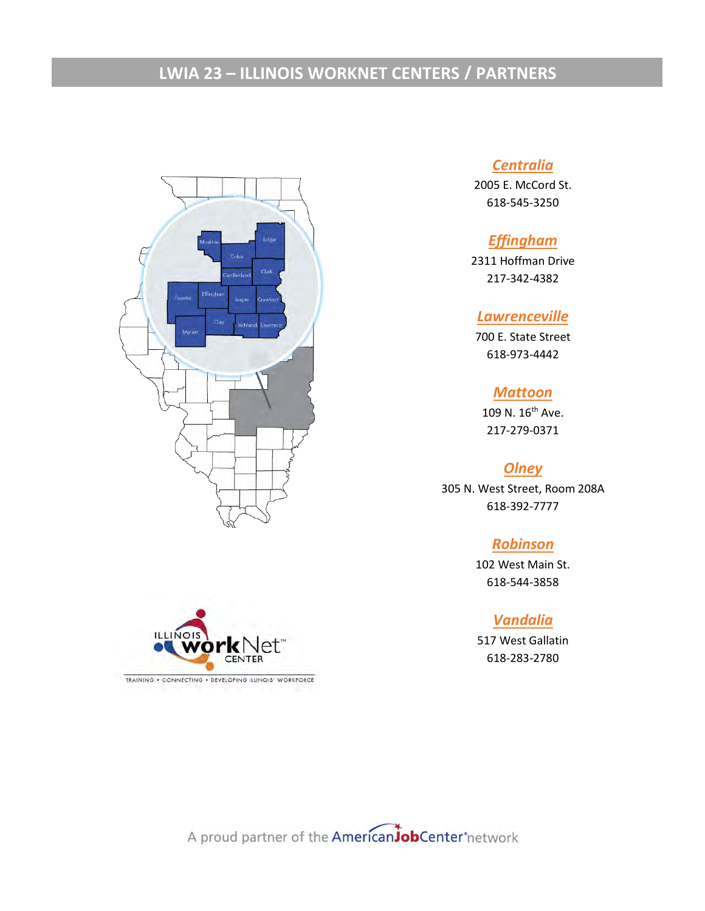# LWIA 23 – ILLINOIS WORKNET CENTERS / PARTNERS

***Centralia***
2005 E. McCord St.
618-545-3250

***Effingham***
2311 Hoffman Drive
217-342-4382

***Lawrenceville***
700 E. State Street
618-973-4442

***Mattoon***
109 N. 16th Ave.
217-279-0371

***Olney***
305 N. West Street, Room 208A
618-392-7777

***Robinson***
102 West Main St.
618-544-3858

***Vandalia***
517 West Gallatin
618-283-2780

A proud partner of the AmericanJobCenter network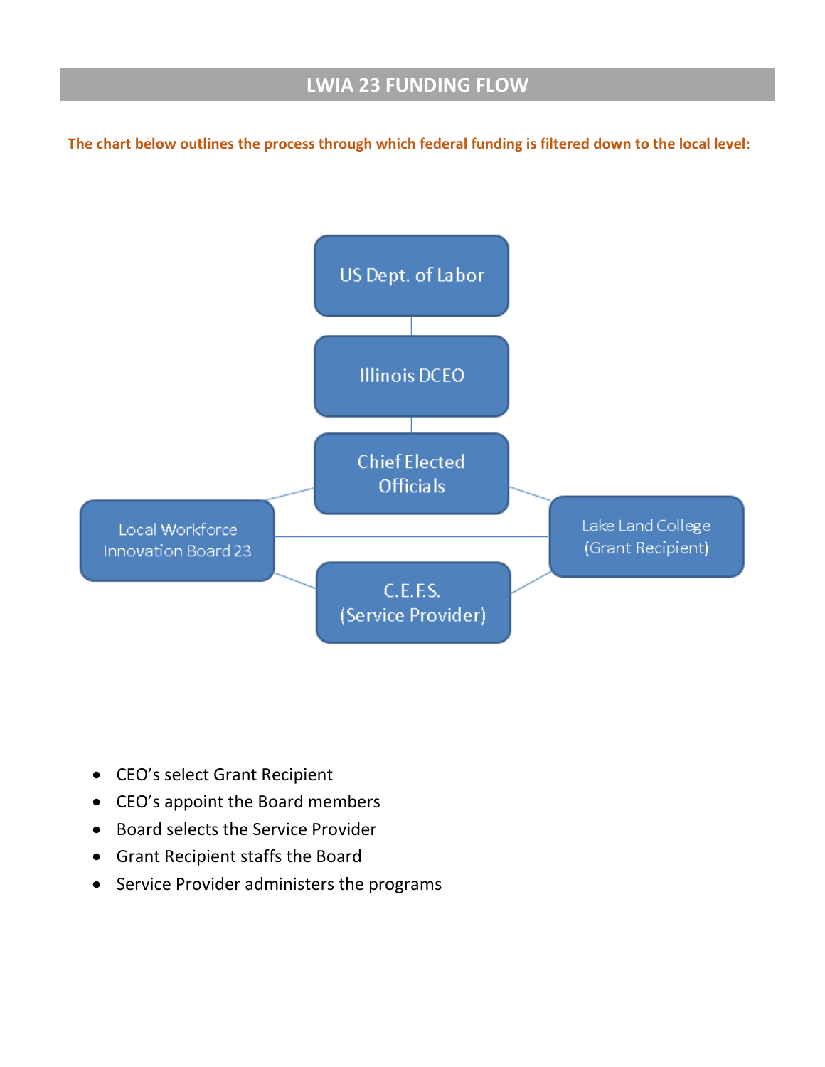## LWIA 23 FUNDING FLOW

**The chart below outlines the process through which federal funding is filtered down to the local level:**

US Dept. of Labor

Illinois DCEO

Chief Elected Officials

Local Workforce Innovation Board 23

Lake Land College (Grant Recipient)

C.E.F.S. (Service Provider)

- CEO's select Grant Recipient
- CEO's appoint the Board members
- Board selects the Service Provider
- Grant Recipient staffs the Board
- Service Provider administers the programs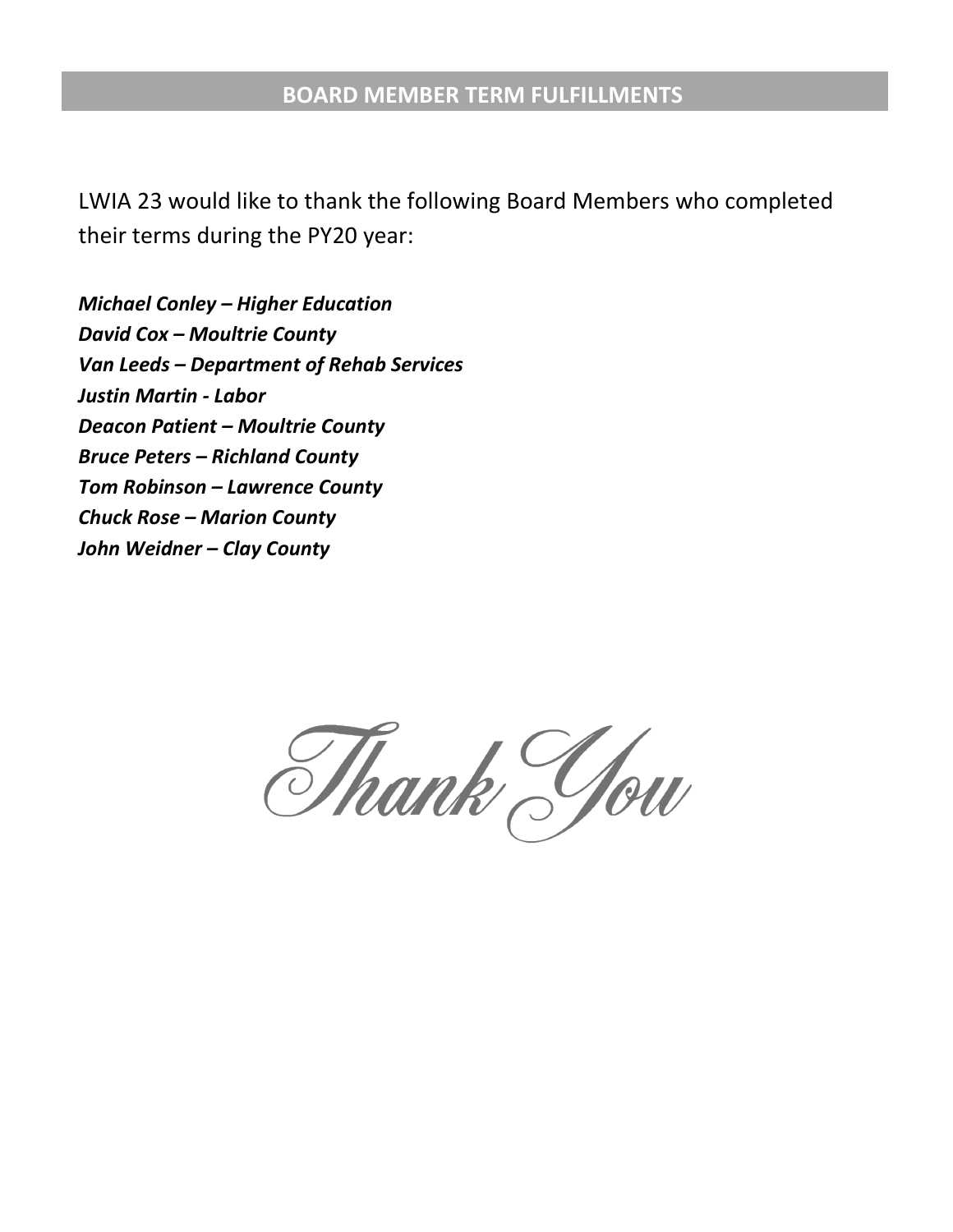## BOARD MEMBER TERM FULFILLMENTS

LWIA 23 would like to thank the following Board Members who completed their terms during the PY20 year:

***Michael Conley – Higher Education***
***David Cox – Moultrie County***
***Van Leeds – Department of Rehab Services***
***Justin Martin - Labor***
***Deacon Patient – Moultrie County***
***Bruce Peters – Richland County***
***Tom Robinson – Lawrence County***
***Chuck Rose – Marion County***
***John Weidner – Clay County***

*Thank You*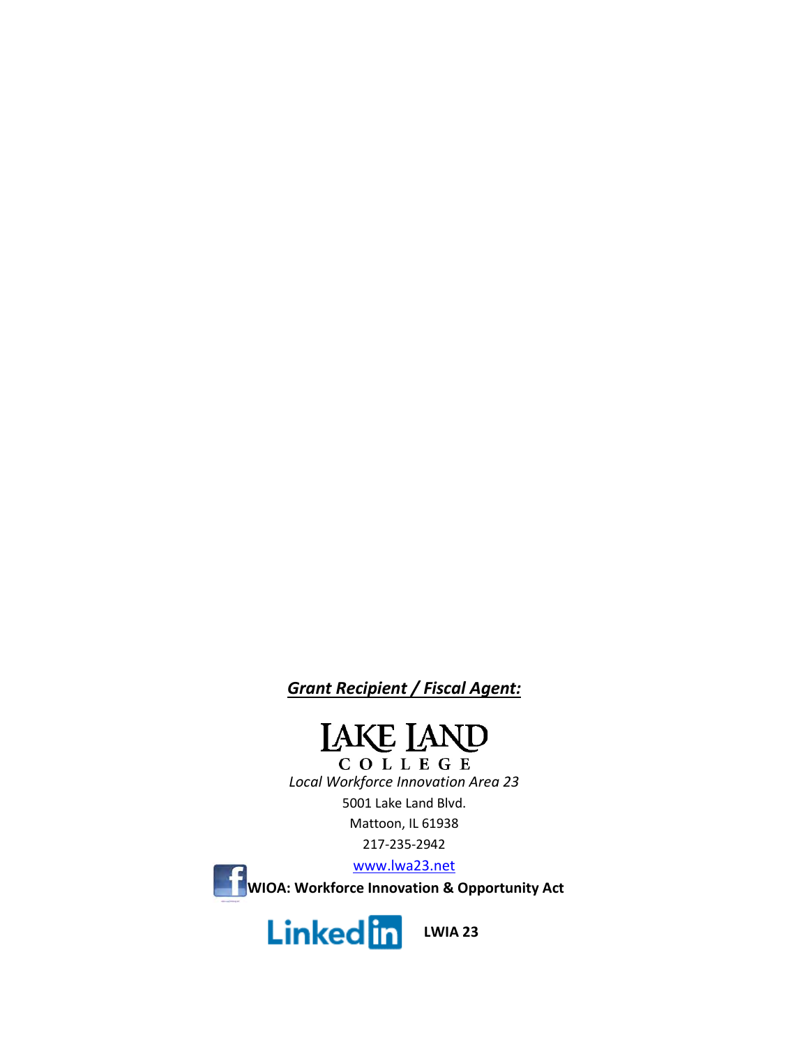***Grant Recipient / Fiscal Agent:***

LAKE LAND
COLLEGE

*Local Workforce Innovation Area 23*

5001 Lake Land Blvd.

Mattoon, IL 61938

217-235-2942

www.lwa23.net

**WIOA: Workforce Innovation & Opportunity Act**

**LWIA 23**